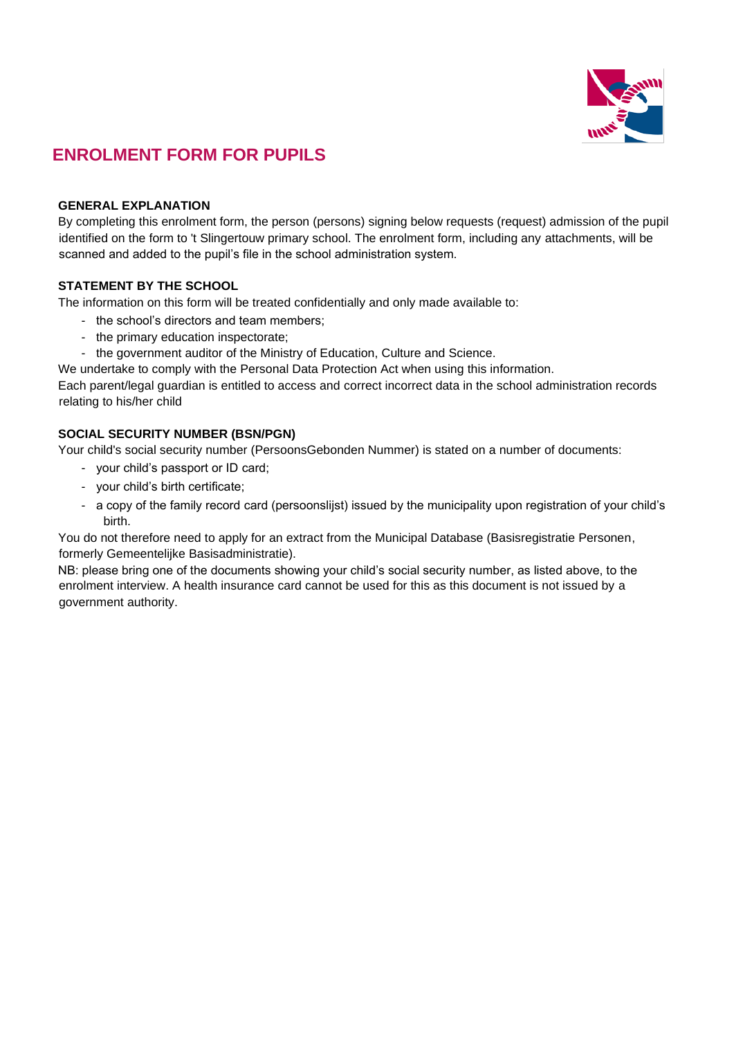# ENROLMENT FORM FOR PUPILS

**GENERAL EXPLANATION**

By completing this enrolment form, the person (persons) signing below requests (request) admission of the pupil identified on the form to 't Slingertouw primary school. The enrolment form, including any attachments, will be scanned and added to the pupil's file in the school administration system.

**STATEMENT BY THE SCHOOL**

The information on this form will be treated confidentially and only made available to:

- the school's directors and team members;
- the primary education inspectorate;
- the government auditor of the Ministry of Education, Culture and Science.

We undertake to comply with the Personal Data Protection Act when using this information.

Each parent/legal guardian is entitled to access and correct incorrect data in the school administration records relating to his/her child

**SOCIAL SECURITY NUMBER (BSN/PGN)**

Your child's social security number (PersoonsGebonden Nummer) is stated on a number of documents:

- your child's passport or ID card;
- your child's birth certificate;
- a copy of the family record card (persoonslijst) issued by the municipality upon registration of your child's birth.

You do not therefore need to apply for an extract from the Municipal Database (Basisregistratie Personen, formerly Gemeentelijke Basisadministratie).

NB: please bring one of the documents showing your child's social security number, as listed above, to the enrolment interview. A health insurance card cannot be used for this as this document is not issued by a government authority.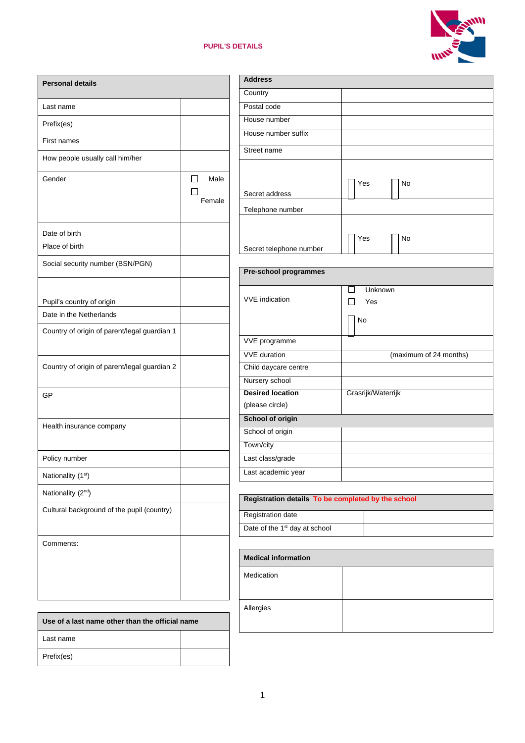## PUPIL'S DETAILS

| Personal details | |
|---|---|
| Last name | |
| Prefix(es) | |
| First names | |
| How people usually call him/her | |
| Gender | ☐ Male ☐ Female |
| Date of birth | |
| Place of birth | |
| Social security number (BSN/PGN) | |
| Pupil's country of origin | |
| Date in the Netherlands | |
| Country of origin of parent/legal guardian 1 | |
| Country of origin of parent/legal guardian 2 | |
| GP | |
| Health insurance company | |
| Policy number | |
| Nationality (1st) | |
| Nationality (2nd) | |
| Cultural background of the pupil (country) | |
| Comments: | |

| Use of a last name other than the official name | |
|---|---|
| Last name | |
| Prefix(es) | |

| Address | |
|---|---|
| Country | |
| Postal code | |
| House number | |
| House number suffix | |
| Street name | |
| Secret address | ☐ Yes ☐ No |
| Telephone number | |
| Secret telephone number | ☐ Yes ☐ No |

| Pre-school programmes | |
|---|---|
| VVE indication | ☐ Unknown ☐ Yes ☐ No |
| VVE programme | |
| VVE duration | (maximum of 24 months) |
| Child daycare centre | |
| Nursery school | |
| **Desired location** (please circle) | Grasrijk/Waterrijk |

| School of origin | |
|---|---|
| School of origin | |
| Town/city | |
| Last class/grade | |
| Last academic year | |

| Registration details To be completed by the school | |
|---|---|
| Registration date | |
| Date of the 1st day at school | |

| Medical information | |
|---|---|
| Medication | |
| Allergies | |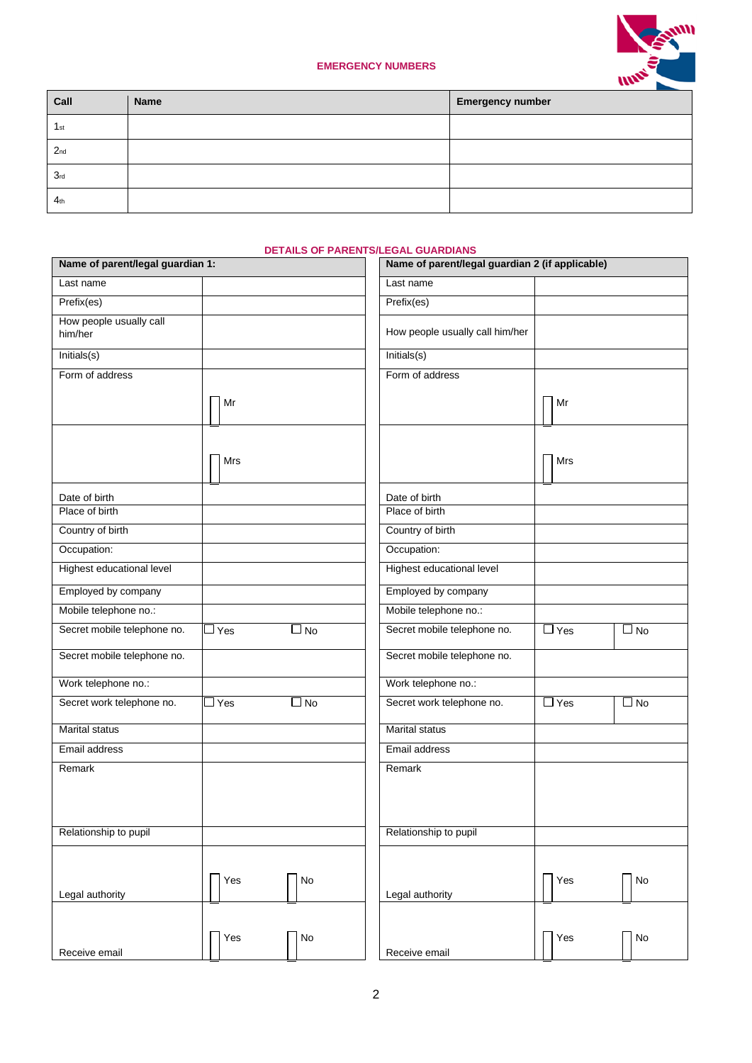## EMERGENCY NUMBERS

| Call | Name | Emergency number |
|---|---|---|
| 1st | | |
| 2nd | | |
| 3rd | | |
| 4th | | |

## DETAILS OF PARENTS/LEGAL GUARDIANS

| Name of parent/legal guardian 1: | | |
|---|---|---|
| Last name | | |
| Prefix(es) | | |
| How people usually call him/her | | |
| Initials(s) | | |
| Form of address | ☐ Mr | |
| | ☐ Mrs | |
| Date of birth | | |
| Place of birth | | |
| Country of birth | | |
| Occupation: | | |
| Highest educational level | | |
| Employed by company | | |
| Mobile telephone no.: | | |
| Secret mobile telephone no. | ☐ Yes | ☐ No |
| Secret mobile telephone no. | | |
| Work telephone no.: | | |
| Secret work telephone no. | ☐ Yes | ☐ No |
| Marital status | | |
| Email address | | |
| Remark | | |
| Relationship to pupil | | |
| Legal authority | ☐ Yes | ☐ No |
| Receive email | ☐ Yes | ☐ No |

| Name of parent/legal guardian 2 (if applicable) | | |
|---|---|---|
| Last name | | |
| Prefix(es) | | |
| How people usually call him/her | | |
| Initials(s) | | |
| Form of address | ☐ Mr | |
| | ☐ Mrs | |
| Date of birth | | |
| Place of birth | | |
| Country of birth | | |
| Occupation: | | |
| Highest educational level | | |
| Employed by company | | |
| Mobile telephone no.: | | |
| Secret mobile telephone no. | ☐ Yes | ☐ No |
| Secret mobile telephone no. | | |
| Work telephone no.: | | |
| Secret work telephone no. | ☐ Yes | ☐ No |
| Marital status | | |
| Email address | | |
| Remark | | |
| Relationship to pupil | | |
| Legal authority | ☐ Yes | ☐ No |
| Receive email | ☐ Yes | ☐ No |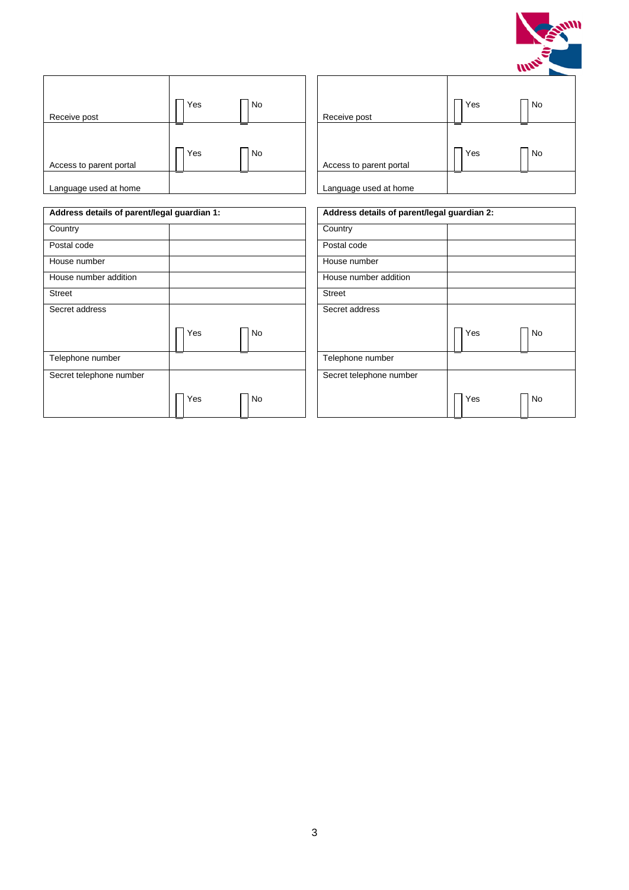| | | |
|---|---|---|
| Receive post | ☐ Yes | ☐ No |
| Access to parent portal | ☐ Yes | ☐ No |
| Language used at home | | |

| | | |
|---|---|---|
| Receive post | ☐ Yes | ☐ No |
| Access to parent portal | ☐ Yes | ☐ No |
| Language used at home | | |

| **Address details of parent/legal guardian 1:** | | |
|---|---|---|
| Country | | |
| Postal code | | |
| House number | | |
| House number addition | | |
| Street | | |
| Secret address | ☐ Yes | ☐ No |
| Telephone number | | |
| Secret telephone number | ☐ Yes | ☐ No |

| **Address details of parent/legal guardian 2:** | | |
|---|---|---|
| Country | | |
| Postal code | | |
| House number | | |
| House number addition | | |
| Street | | |
| Secret address | ☐ Yes | ☐ No |
| Telephone number | | |
| Secret telephone number | ☐ Yes | ☐ No |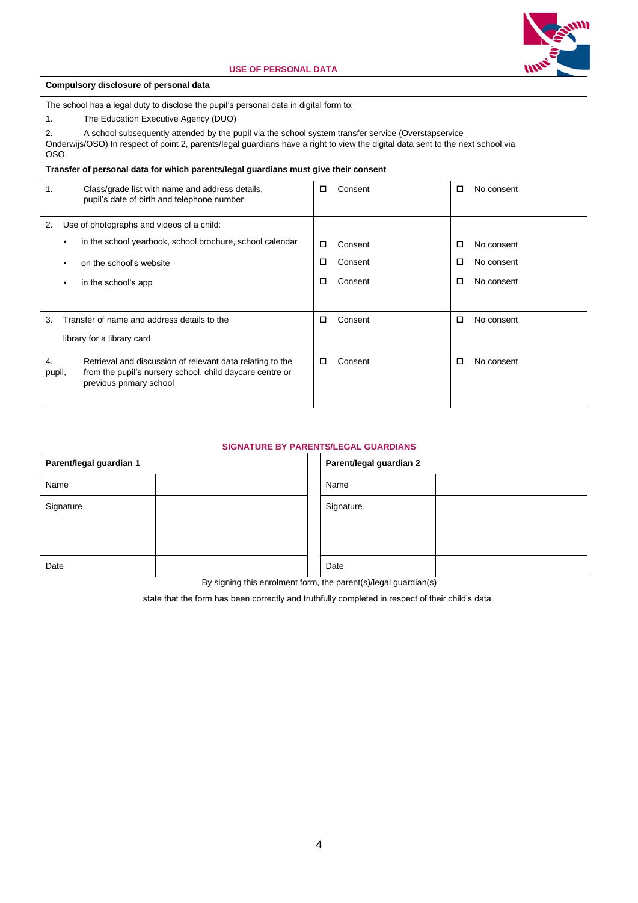## USE OF PERSONAL DATA

| Compulsory disclosure of personal data | | |
|---|---|---|
| The school has a legal duty to disclose the pupil's personal data in digital form to:<br>1. The Education Executive Agency (DUO)<br>2. A school subsequently attended by the pupil via the school system transfer service (Overstapservice Onderwijs/OSO) In respect of point 2, parents/legal guardians have a right to view the digital data sent to the next school via OSO. | | |
| **Transfer of personal data for which parents/legal guardians must give their consent** | | |
| 1. Class/grade list with name and address details, pupil's date of birth and telephone number | ☐ Consent | ☐ No consent |
| 2. Use of photographs and videos of a child: | | |
| • in the school yearbook, school brochure, school calendar | ☐ Consent | ☐ No consent |
| • on the school's website | ☐ Consent | ☐ No consent |
| • in the school's app | ☐ Consent | ☐ No consent |
| 3. Transfer of name and address details to the library for a library card | ☐ Consent | ☐ No consent |
| 4. Retrieval and discussion of relevant data relating to the pupil, from the pupil's nursery school, child daycare centre or previous primary school | ☐ Consent | ☐ No consent |

## SIGNATURE BY PARENTS/LEGAL GUARDIANS

| **Parent/legal guardian 1** | | **Parent/legal guardian 2** | |
|---|---|---|---|
| Name | | Name | |
| Signature | | Signature | |
| Date | | Date | |

By signing this enrolment form, the parent(s)/legal guardian(s) state that the form has been correctly and truthfully completed in respect of their child's data.